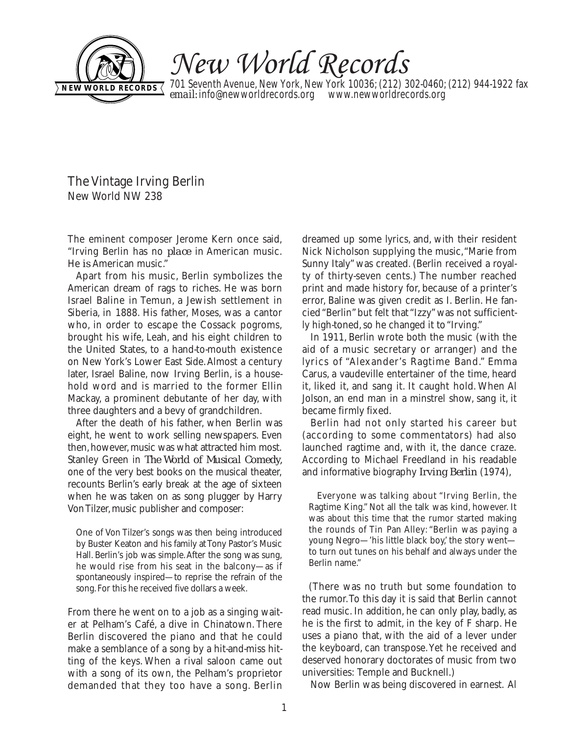# New World Records

701 Seventh Avenue, New York, New York 10036; (212) 302-0460; (212) 944-1922 fax
email: info@newworldrecords.org www.newworldrecords.org

## The Vintage Irving Berlin

New World NW 238

The eminent composer Jerome Kern once said, "Irving Berlin has no *place* in American music. He *is* American music."

Apart from his music, Berlin symbolizes the American dream of rags to riches. He was born Israel Baline in Temun, a Jewish settlement in Siberia, in 1888. His father, Moses, was a cantor who, in order to escape the Cossack pogroms, brought his wife, Leah, and his eight children to the United States, to a hand-to-mouth existence on New York's Lower East Side. Almost a century later, Israel Baline, now Irving Berlin, is a household word and is married to the former Ellin Mackay, a prominent debutante of her day, with three daughters and a bevy of grandchildren.

After the death of his father, when Berlin was eight, he went to work selling newspapers. Even then, however, music was what attracted him most. Stanley Green in *The World of Musical Comedy,* one of the very best books on the musical theater, recounts Berlin's early break at the age of sixteen when he was taken on as song plugger by Harry Von Tilzer, music publisher and composer:

> One of Von Tilzer's songs was then being introduced by Buster Keaton and his family at Tony Pastor's Music Hall. Berlin's job was simple. After the song was sung, he would rise from his seat in the balcony—as if spontaneously inspired—to reprise the refrain of the song. For this he received five dollars a week.

From there he went on to a job as a singing waiter at Pelham's Café, a dive in Chinatown. There Berlin discovered the piano and that he could make a semblance of a song by a hit-and-miss hitting of the keys. When a rival saloon came out with a song of its own, the Pelham's proprietor demanded that they too have a song. Berlin dreamed up some lyrics, and, with their resident Nick Nicholson supplying the music, "Marie from Sunny Italy" was created. (Berlin received a royalty of thirty-seven cents.) The number reached print and made history for, because of a printer's error, Baline was given credit as I. Berlin. He fancied "Berlin" but felt that "Izzy" was not sufficiently high-toned, so he changed it to "Irving."

In 1911, Berlin wrote both the music (with the aid of a music secretary or arranger) and the lyrics of "Alexander's Ragtime Band." Emma Carus, a vaudeville entertainer of the time, heard it, liked it, and sang it. It caught hold. When Al Jolson, an end man in a minstrel show, sang it, it became firmly fixed.

Berlin had not only started his career but (according to some commentators) had also launched ragtime and, with it, the dance craze. According to Michael Freedland in his readable and informative biography *Irving Berlin* (1974),

> Everyone was talking about "Irving Berlin, the Ragtime King." Not all the talk was kind, however. It was about this time that the rumor started making the rounds of Tin Pan Alley: "Berlin was paying a young Negro—'his little black boy,' the story went—to turn out tunes on his behalf and always under the Berlin name."

(There was no truth but some foundation to the rumor. To this day it is said that Berlin cannot read music. In addition, he can only play, badly, as he is the first to admit, in the key of F sharp. He uses a piano that, with the aid of a lever under the keyboard, can transpose. Yet he received and deserved honorary doctorates of music from two universities: Temple and Bucknell.)

Now Berlin was being discovered in earnest. Al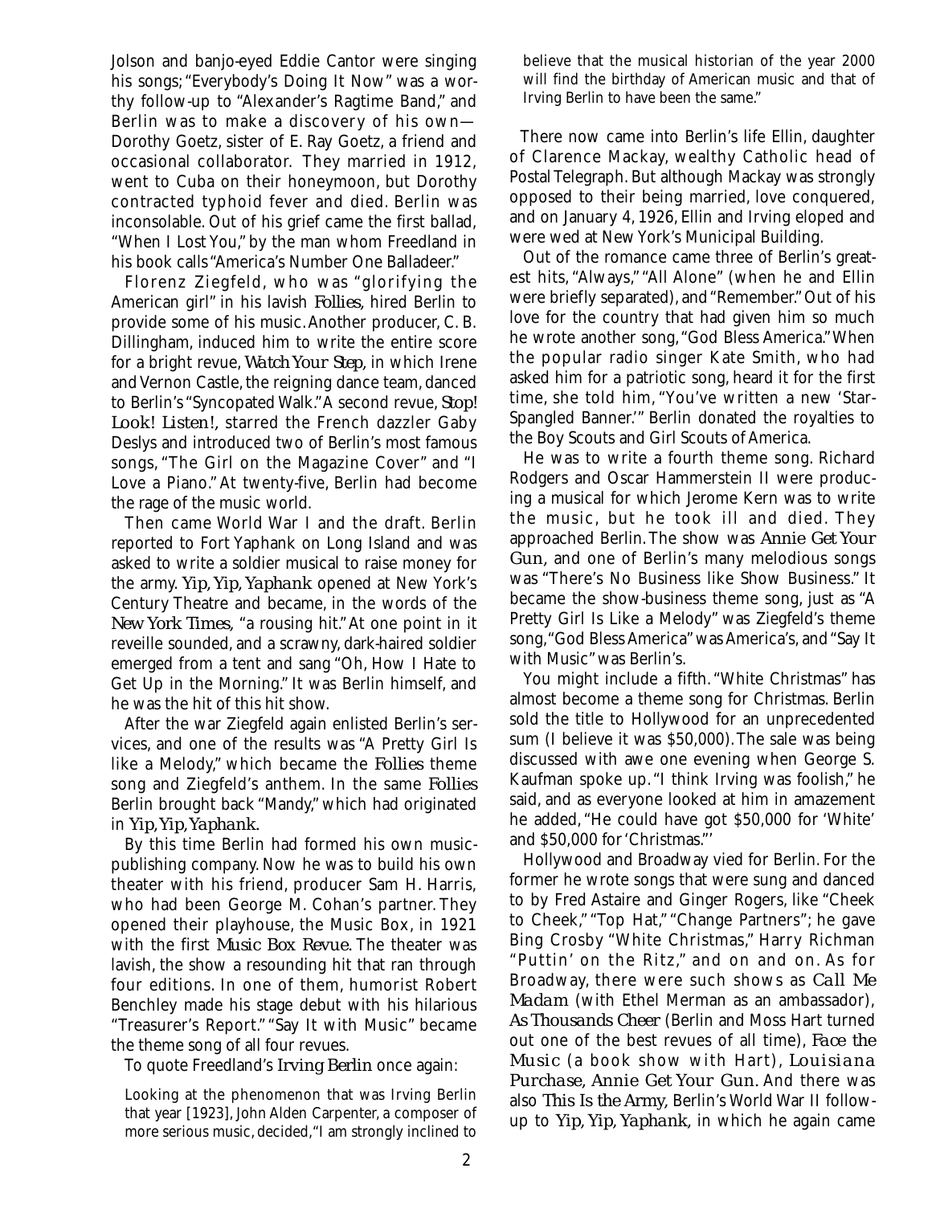Jolson and banjo-eyed Eddie Cantor were singing his songs; "Everybody's Doing It Now" was a worthy follow-up to "Alexander's Ragtime Band," and Berlin was to make a discovery of his own—Dorothy Goetz, sister of E. Ray Goetz, a friend and occasional collaborator. They married in 1912, went to Cuba on their honeymoon, but Dorothy contracted typhoid fever and died. Berlin was inconsolable. Out of his grief came the first ballad, "When I Lost You," by the man whom Freedland in his book calls "America's Number One Balladeer."

Florenz Ziegfeld, who was "glorifying the American girl" in his lavish *Follies*, hired Berlin to provide some of his music. Another producer, C. B. Dillingham, induced him to write the entire score for a bright revue, *Watch Your Step*, in which Irene and Vernon Castle, the reigning dance team, danced to Berlin's "Syncopated Walk." A second revue, *Stop! Look! Listen!*, starred the French dazzler Gaby Deslys and introduced two of Berlin's most famous songs, "The Girl on the Magazine Cover" and "I Love a Piano." At twenty-five, Berlin had become the rage of the music world.

Then came World War I and the draft. Berlin reported to Fort Yaphank on Long Island and was asked to write a soldier musical to raise money for the army. *Yip, Yip, Yaphank* opened at New York's Century Theatre and became, in the words of the *New York Times*, "a rousing hit." At one point in it reveille sounded, and a scrawny, dark-haired soldier emerged from a tent and sang "Oh, How I Hate to Get Up in the Morning." It was Berlin himself, and he was the hit of this hit show.

After the war Ziegfeld again enlisted Berlin's services, and one of the results was "A Pretty Girl Is like a Melody," which became the *Follies* theme song and Ziegfeld's anthem. In the same *Follies* Berlin brought back "Mandy," which had originated in *Yip, Yip, Yaphank*.

By this time Berlin had formed his own music-publishing company. Now he was to build his own theater with his friend, producer Sam H. Harris, who had been George M. Cohan's partner. They opened their playhouse, the Music Box, in 1921 with the first *Music Box Revue*. The theater was lavish, the show a resounding hit that ran through four editions. In one of them, humorist Robert Benchley made his stage debut with his hilarious "Treasurer's Report." "Say It with Music" became the theme song of all four revues.

To quote Freedland's *Irving Berlin* once again:

> Looking at the phenomenon that was Irving Berlin that year [1923], John Alden Carpenter, a composer of more serious music, decided, "I am strongly inclined to believe that the musical historian of the year 2000 will find the birthday of American music and that of Irving Berlin to have been the same."

There now came into Berlin's life Ellin, daughter of Clarence Mackay, wealthy Catholic head of Postal Telegraph. But although Mackay was strongly opposed to their being married, love conquered, and on January 4, 1926, Ellin and Irving eloped and were wed at New York's Municipal Building.

Out of the romance came three of Berlin's greatest hits, "Always," "All Alone" (when he and Ellin were briefly separated), and "Remember." Out of his love for the country that had given him so much he wrote another song, "God Bless America." When the popular radio singer Kate Smith, who had asked him for a patriotic song, heard it for the first time, she told him, "You've written a new 'Star-Spangled Banner.'" Berlin donated the royalties to the Boy Scouts and Girl Scouts of America.

He was to write a fourth theme song. Richard Rodgers and Oscar Hammerstein II were producing a musical for which Jerome Kern was to write the music, but he took ill and died. They approached Berlin. The show was *Annie Get Your Gun*, and one of Berlin's many melodious songs was "There's No Business like Show Business." It became the show-business theme song, just as "A Pretty Girl Is Like a Melody" was Ziegfeld's theme song, "God Bless America" was America's, and "Say It with Music" was Berlin's.

You might include a fifth. "White Christmas" has almost become a theme song for Christmas. Berlin sold the title to Hollywood for an unprecedented sum (I believe it was $50,000). The sale was being discussed with awe one evening when George S. Kaufman spoke up. "I think Irving was foolish," he said, and as everyone looked at him in amazement he added, "He could have got $50,000 for 'White' and $50,000 for 'Christmas.'"

Hollywood and Broadway vied for Berlin. For the former he wrote songs that were sung and danced to by Fred Astaire and Ginger Rogers, like "Cheek to Cheek," "Top Hat," "Change Partners"; he gave Bing Crosby "White Christmas," Harry Richman "Puttin' on the Ritz," and on and on. As for Broadway, there were such shows as *Call Me Madam* (with Ethel Merman as an ambassador), *As Thousands Cheer* (Berlin and Moss Hart turned out one of the best revues of all time), *Face the Music* (a book show with Hart), *Louisiana Purchase*, *Annie Get Your Gun*. And there was also *This Is the Army*, Berlin's World War II follow-up to *Yip, Yip, Yaphank*, in which he again came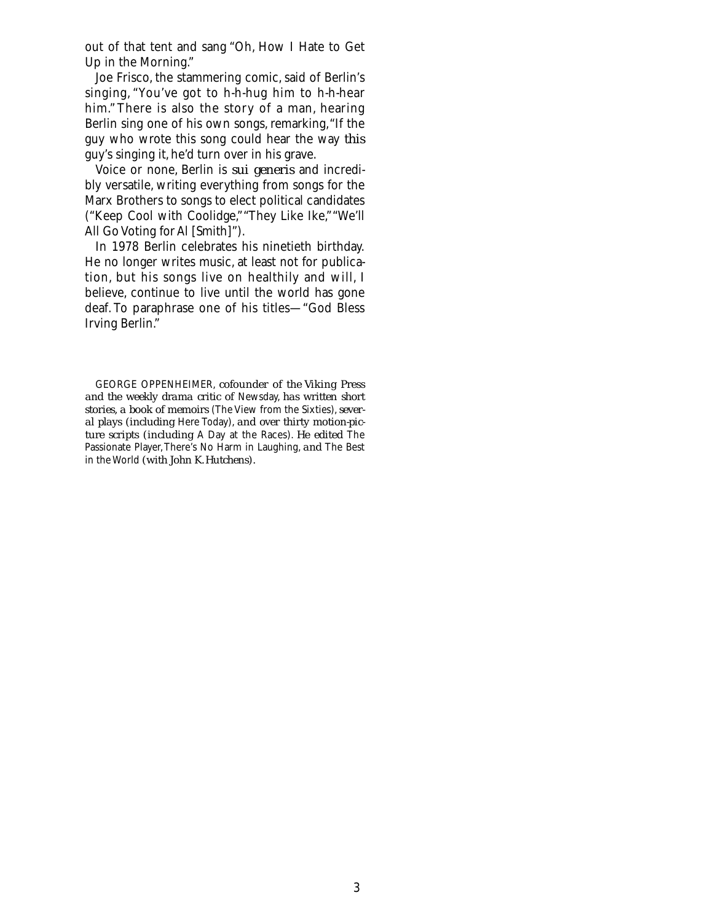out of that tent and sang "Oh, How I Hate to Get Up in the Morning."

Joe Frisco, the stammering comic, said of Berlin's singing, "You've got to h-h-hug him to h-h-hear him." There is also the story of a man, hearing Berlin sing one of his own songs, remarking, "If the guy who wrote this song could hear the way *this* guy's singing it, he'd turn over in his grave.

Voice or none, Berlin is *sui generis* and incredibly versatile, writing everything from songs for the Marx Brothers to songs to elect political candidates ("Keep Cool with Coolidge," "They Like Ike," "We'll All Go Voting for Al [Smith]").

In 1978 Berlin celebrates his ninetieth birthday. He no longer writes music, at least not for publication, but his songs live on healthily and will, I believe, continue to live until the world has gone deaf. To paraphrase one of his titles—"God Bless Irving Berlin."

*GEORGE OPPENHEIMER, cofounder of the Viking Press and the weekly drama critic of* Newsday, *has written short stories, a book of memoirs* (The View from the Sixties), *several plays (including* Here Today), *and over thirty motion-picture scripts (including* A Day at the Races). *He edited* The Passionate Player, There's No Harm in Laughing, *and* The Best in the World *(with John K. Hutchens).*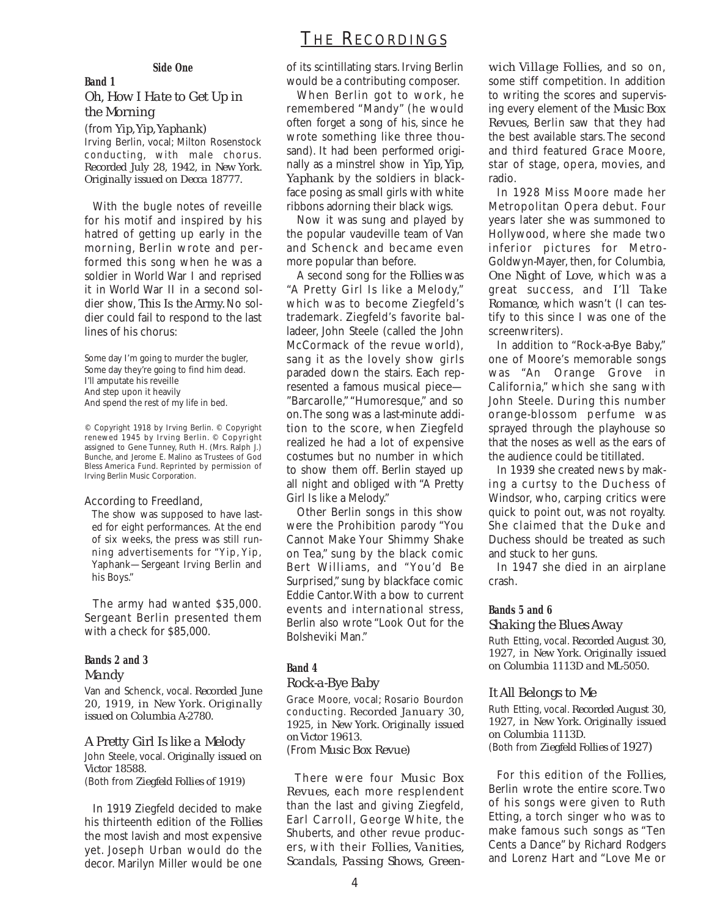# The Recordings

**Side One**

**Band 1**

### *Oh, How I Hate to Get Up in the Morning*

(from *Yip, Yip, Yaphank*)
Irving Berlin, vocal; Milton Rosenstock conducting, with male chorus. *Recorded July 28, 1942, in New York. Originally issued on Decca 18777.*

With the bugle notes of reveille for his motif and inspired by his hatred of getting up early in the morning, Berlin wrote and performed this song when he was a soldier in World War I and reprised it in World War II in a second soldier show, *This Is the Army.* No soldier could fail to respond to the last lines of his chorus:

Some day I'm going to murder the bugler,
Some day they're going to find him dead.
I'll amputate his reveille
And step upon it heavily
And spend the rest of my life in bed.

© Copyright 1918 by Irving Berlin. © Copyright renewed 1945 by Irving Berlin. © Copyright assigned to Gene Tunney, Ruth H. (Mrs. Ralph J.) Bunche, and Jerome E. Malino as Trustees of God Bless America Fund. Reprinted by permission of Irving Berlin Music Corporation.

According to Freedland,

> The show was supposed to have lasted for eight performances. At the end of six weeks, the press was still running advertisements for "Yip, Yip, Yaphank—Sergeant Irving Berlin and his Boys."

The army had wanted $35,000. Sergeant Berlin presented them with a check for $85,000.

**Bands 2 and 3**

### *Mandy*

Van and Schenck, vocal. *Recorded June 20, 1919, in New York. Originally issued on Columbia A-2780.*

### *A Pretty Girl Is like a Melody*

John Steele, vocal. *Originally issued on Victor 18588.*
(Both from *Ziegfeld Follies of 1919*)

In 1919 Ziegfeld decided to make his thirteenth edition of the *Follies* the most lavish and most expensive yet. Joseph Urban would do the decor. Marilyn Miller would be one of its scintillating stars. Irving Berlin would be a contributing composer.

When Berlin got to work, he remembered "Mandy" (he would often forget a song of his, since he wrote something like three thousand). It had been performed originally as a minstrel show in *Yip, Yip, Yaphank* by the soldiers in blackface posing as small girls with white ribbons adorning their black wigs.

Now it was sung and played by the popular vaudeville team of Van and Schenck and became even more popular than before.

A second song for the *Follies* was "A Pretty Girl Is like a Melody," which was to become Ziegfeld's trademark. Ziegfeld's favorite balladeer, John Steele (called the John McCormack of the revue world), sang it as the lovely show girls paraded down the stairs. Each represented a famous musical piece—"Barcarolle," "Humoresque," and so on. The song was a last-minute addition to the score, when Ziegfeld realized he had a lot of expensive costumes but no number in which to show them off. Berlin stayed up all night and obliged with "A Pretty Girl Is like a Melody."

Other Berlin songs in this show were the Prohibition parody "You Cannot Make Your Shimmy Shake on Tea," sung by the black comic Bert Williams, and "You'd Be Surprised," sung by blackface comic Eddie Cantor. With a bow to current events and international stress, Berlin also wrote "Look Out for the Bolsheviki Man."

**Band 4**

### *Rock-a-Bye Baby*

Grace Moore, vocal; Rosario Bourdon conducting. *Recorded January 30, 1925, in New York. Originally issued on Victor 19613.*
(From *Music Box Revue*)

There were four *Music Box Revues*, each more resplendent than the last and giving Ziegfeld, Earl Carroll, George White, the Shuberts, and other revue producers, with their *Follies, Vanities, Scandals, Passing Shows, Greenwich Village Follies,* and so on, some stiff competition. In addition to writing the scores and supervising every element of the *Music Box Revues*, Berlin saw that they had the best available stars. The second and third featured Grace Moore, star of stage, opera, movies, and radio.

In 1928 Miss Moore made her Metropolitan Opera debut. Four years later she was summoned to Hollywood, where she made two inferior pictures for Metro-Goldwyn-Mayer, then, for Columbia, *One Night of Love,* which was a great success, and *I'll Take Romance,* which wasn't (I can testify to this since I was one of the screenwriters).

In addition to "Rock-a-Bye Baby," one of Moore's memorable songs was "An Orange Grove in California," which she sang with John Steele. During this number orange-blossom perfume was sprayed through the playhouse so that the noses as well as the ears of the audience could be titillated.

In 1939 she created news by making a curtsy to the Duchess of Windsor, who, carping critics were quick to point out, was not royalty. She claimed that the Duke and Duchess should be treated as such and stuck to her guns.

In 1947 she died in an airplane crash.

**Bands 5 and 6**

### *Shaking the Blues Away*

Ruth Etting, vocal. *Recorded August 30, 1927, in New York. Originally issued on Columbia 1113D and ML-5050.*

### *It All Belongs to Me*

Ruth Etting, vocal. *Recorded August 30, 1927, in New York. Originally issued on Columbia 1113D.*
(Both from *Ziegfeld Follies of 1927*)

For this edition of the *Follies*, Berlin wrote the entire score. Two of his songs were given to Ruth Etting, a torch singer who was to make famous such songs as "Ten Cents a Dance" by Richard Rodgers and Lorenz Hart and "Love Me or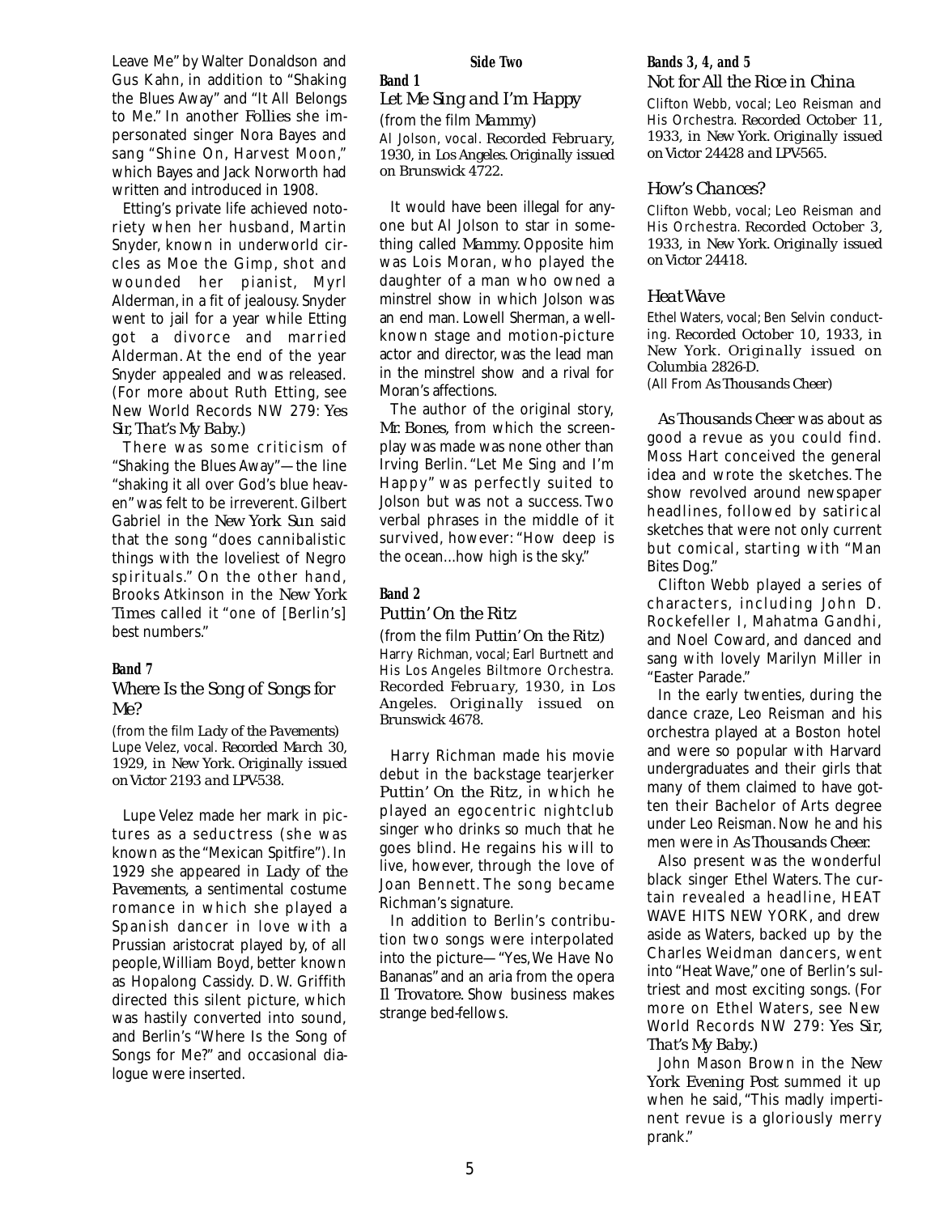Leave Me" by Walter Donaldson and Gus Kahn, in addition to "Shaking the Blues Away" and "It All Belongs to Me." In another *Follies* she impersonated singer Nora Bayes and sang "Shine On, Harvest Moon," which Bayes and Jack Norworth had written and introduced in 1908.

Etting's private life achieved notoriety when her husband, Martin Snyder, known in underworld circles as Moe the Gimp, shot and wounded her pianist, Myrl Alderman, in a fit of jealousy. Snyder went to jail for a year while Etting got a divorce and married Alderman. At the end of the year Snyder appealed and was released. (For more about Ruth Etting, see New World Records NW 279: *Yes Sir, That's My Baby.*)

There was some criticism of "Shaking the Blues Away"—the line "shaking it all over God's blue heaven" was felt to be irreverent. Gilbert Gabriel in the *New York Sun* said that the song "does cannibalistic things with the loveliest of Negro spirituals." On the other hand, Brooks Atkinson in the *New York Times* called it "one of [Berlin's] best numbers."

#### Band 7

### Where Is the Song of Songs for Me?

(from the film *Lady of the Pavements*)
Lupe Velez, vocal. *Recorded March 30, 1929, in New York. Originally issued on Victor 2193 and LPV-538.*

Lupe Velez made her mark in pictures as a seductress (she was known as the "Mexican Spitfire"). In 1929 she appeared in *Lady of the Pavements,* a sentimental costume romance in which she played a Spanish dancer in love with a Prussian aristocrat played by, of all people, William Boyd, better known as Hopalong Cassidy. D. W. Griffith directed this silent picture, which was hastily converted into sound, and Berlin's "Where Is the Song of Songs for Me?" and occasional dialogue were inserted.

## Side Two

#### Band 1

### Let Me Sing and I'm Happy

(from the film *Mammy*)
Al Jolson, vocal. *Recorded February, 1930, in Los Angeles. Originally issued on Brunswick 4722.*

It would have been illegal for anyone but Al Jolson to star in something called *Mammy.* Opposite him was Lois Moran, who played the daughter of a man who owned a minstrel show in which Jolson was an end man. Lowell Sherman, a well-known stage and motion-picture actor and director, was the lead man in the minstrel show and a rival for Moran's affections.

The author of the original story, *Mr. Bones,* from which the screenplay was made was none other than Irving Berlin. "Let Me Sing and I'm Happy" was perfectly suited to Jolson but was not a success. Two verbal phrases in the middle of it survived, however: "How deep is the ocean...how high is the sky."

#### Band 2

### Puttin' On the Ritz

(from the film *Puttin' On the Ritz*)
Harry Richman, vocal; Earl Burtnett and His Los Angeles Biltmore Orchestra. *Recorded February, 1930, in Los Angeles. Originally issued on Brunswick 4678.*

Harry Richman made his movie debut in the backstage tearjerker *Puttin' On the Ritz,* in which he played an egocentric nightclub singer who drinks so much that he goes blind. He regains his will to live, however, through the love of Joan Bennett. The song became Richman's signature.

In addition to Berlin's contribution two songs were interpolated into the picture—"Yes, We Have No Bananas" and an aria from the opera *Il Trovatore.* Show business makes strange bed-fellows.

#### Bands 3, 4, and 5

### Not for All the Rice in China

Clifton Webb, vocal; Leo Reisman and His Orchestra. *Recorded October 11, 1933, in New York. Originally issued on Victor 24428 and LPV-565.*

### How's Chances?

Clifton Webb, vocal; Leo Reisman and His Orchestra. *Recorded October 3, 1933, in New York. Originally issued on Victor 24418.*

### Heat Wave

Ethel Waters, vocal; Ben Selvin conducting. *Recorded October 10, 1933, in New York. Originally issued on Columbia 2826-D.*
(All From *As Thousands Cheer*)

*As Thousands Cheer* was about as good a revue as you could find. Moss Hart conceived the general idea and wrote the sketches. The show revolved around newspaper headlines, followed by satirical sketches that were not only current but comical, starting with "Man Bites Dog."

Clifton Webb played a series of characters, including John D. Rockefeller I, Mahatma Gandhi, and Noel Coward, and danced and sang with lovely Marilyn Miller in "Easter Parade."

In the early twenties, during the dance craze, Leo Reisman and his orchestra played at a Boston hotel and were so popular with Harvard undergraduates and their girls that many of them claimed to have gotten their Bachelor of Arts degree under Leo Reisman. Now he and his men were in *As Thousands Cheer.*

Also present was the wonderful black singer Ethel Waters. The curtain revealed a headline, HEAT WAVE HITS NEW YORK, and drew aside as Waters, backed up by the Charles Weidman dancers, went into "Heat Wave," one of Berlin's sultriest and most exciting songs. (For more on Ethel Waters, see New World Records NW 279: *Yes Sir, That's My Baby.*)

John Mason Brown in the *New York Evening Post* summed it up when he said, "This madly impertinent revue is a gloriously merry prank."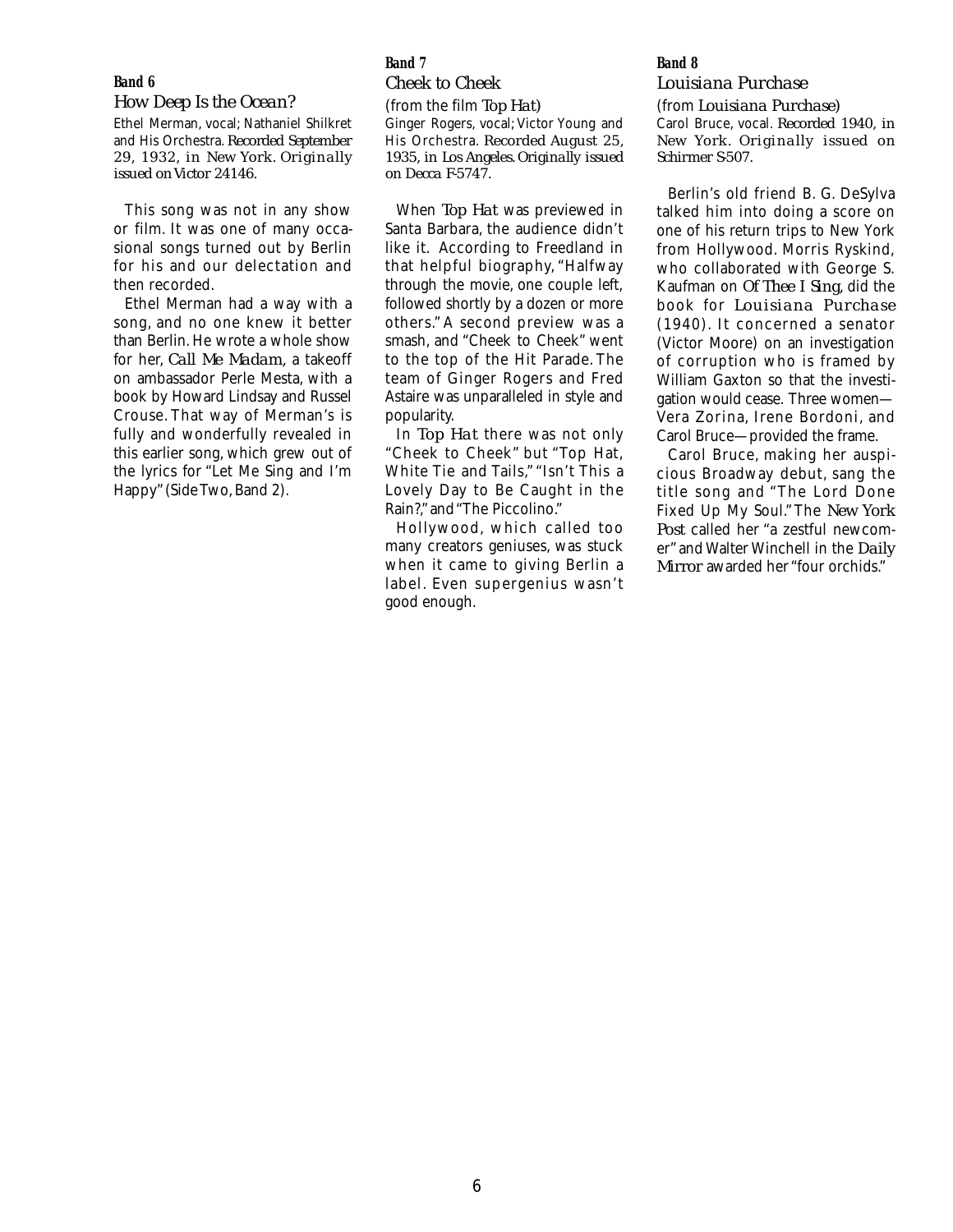### Band 6

*How Deep Is the Ocean?*

Ethel Merman, vocal; Nathaniel Shilkret and His Orchestra. Recorded September 29, 1932, in New York. Originally issued on Victor 24146.

This song was not in any show or film. It was one of many occasional songs turned out by Berlin for his and our delectation and then recorded.

Ethel Merman had a way with a song, and no one knew it better than Berlin. He wrote a whole show for her, *Call Me Madam*, a takeoff on ambassador Perle Mesta, with a book by Howard Lindsay and Russel Crouse. That way of Merman's is fully and wonderfully revealed in this earlier song, which grew out of the lyrics for "Let Me Sing and I'm Happy" (Side Two, Band 2).

### Band 7

*Cheek to Cheek*

(from the film *Top Hat*)

Ginger Rogers, vocal; Victor Young and His Orchestra. Recorded August 25, 1935, in Los Angeles. Originally issued on Decca F-5747.

When *Top Hat* was previewed in Santa Barbara, the audience didn't like it. According to Freedland in that helpful biography, "Halfway through the movie, one couple left, followed shortly by a dozen or more others." A second preview was a smash, and "Cheek to Cheek" went to the top of the Hit Parade. The team of Ginger Rogers and Fred Astaire was unparalleled in style and popularity.

In *Top Hat* there was not only "Cheek to Cheek" but "Top Hat, White Tie and Tails," "Isn't This a Lovely Day to Be Caught in the Rain?," and "The Piccolino."

Hollywood, which called too many creators geniuses, was stuck when it came to giving Berlin a label. Even supergenius wasn't good enough.

### Band 8

*Louisiana Purchase*

(from *Louisiana Purchase*)

Carol Bruce, vocal. Recorded 1940, in New York. Originally issued on Schirmer S-507.

Berlin's old friend B. G. DeSylva talked him into doing a score on one of his return trips to New York from Hollywood. Morris Ryskind, who collaborated with George S. Kaufman on *Of Thee I Sing*, did the book for *Louisiana Purchase* (1940). It concerned a senator (Victor Moore) on an investigation of corruption who is framed by William Gaxton so that the investigation would cease. Three women—Vera Zorina, Irene Bordoni, and Carol Bruce—provided the frame.

Carol Bruce, making her auspicious Broadway debut, sang the title song and "The Lord Done Fixed Up My Soul." The *New York Post* called her "a zestful newcomer" and Walter Winchell in the *Daily Mirror* awarded her "four orchids."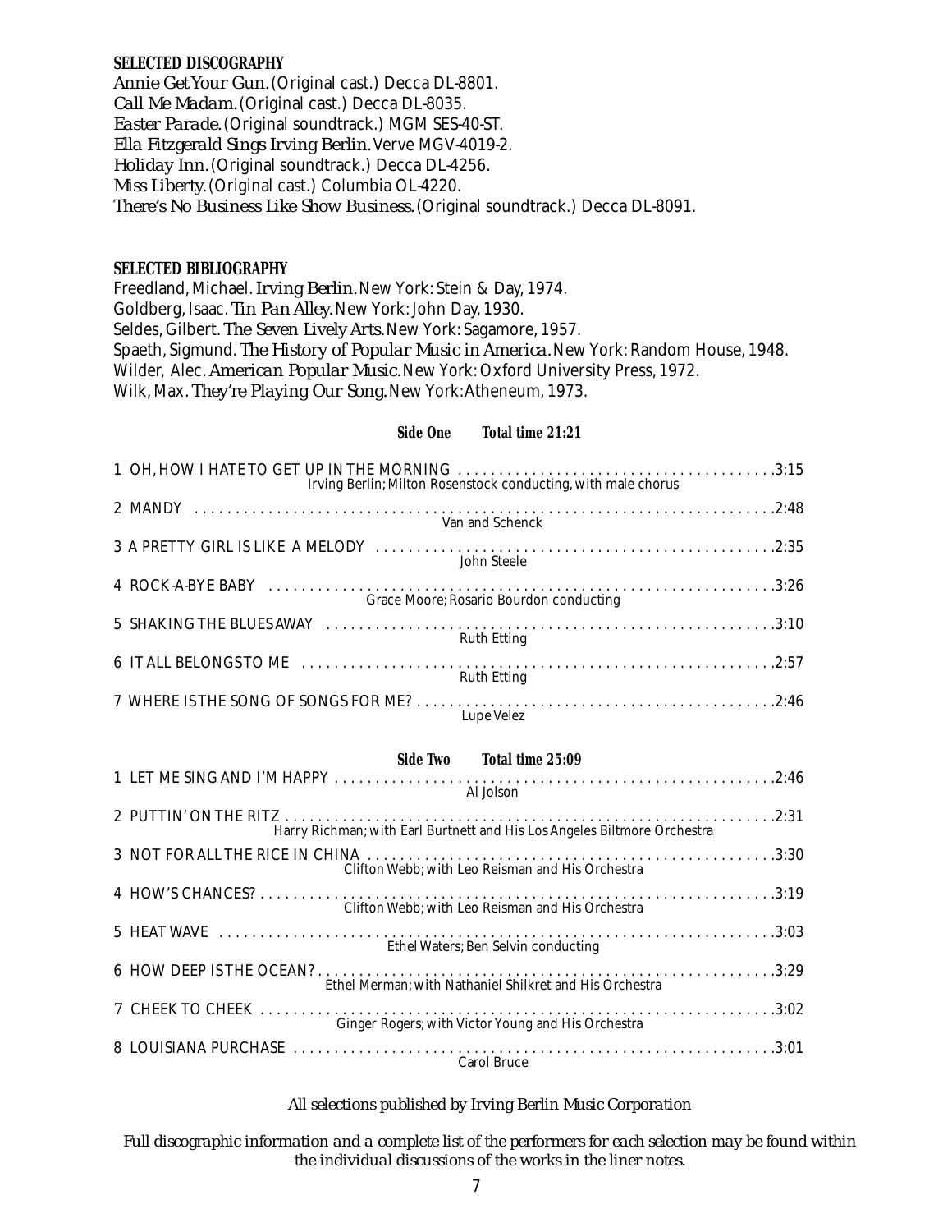**SELECTED DISCOGRAPHY**

*Annie Get Your Gun.* (Original cast.) Decca DL-8801.
*Call Me Madam.* (Original cast.) Decca DL-8035.
*Easter Parade.* (Original soundtrack.) MGM SES-40-ST.
*Ella Fitzgerald Sings Irving Berlin.* Verve MGV-4019-2.
*Holiday Inn.* (Original soundtrack.) Decca DL-4256.
*Miss Liberty.* (Original cast.) Columbia OL-4220.
*There's No Business Like Show Business.* (Original soundtrack.) Decca DL-8091.

**SELECTED BIBLIOGRAPHY**

Freedland, Michael. *Irving Berlin.* New York: Stein & Day, 1974.
Goldberg, Isaac. *Tin Pan Alley.* New York: John Day, 1930.
Seldes, Gilbert. *The Seven Lively Arts.* New York: Sagamore, 1957.
Spaeth, Sigmund. *The History of Popular Music in America.* New York: Random House, 1948.
Wilder, Alec. *American Popular Music.* New York: Oxford University Press, 1972.
Wilk, Max. *They're Playing Our Song.* New York: Atheneum, 1973.

**Side One Total time 21:21**

1 OH, HOW I HATE TO GET UP IN THE MORNING .......... 3:15
Irving Berlin; Milton Rosenstock conducting, with male chorus

2 MANDY .......... 2:48
Van and Schenck

3 A PRETTY GIRL IS LIKE A MELODY .......... 2:35
John Steele

4 ROCK-A-BYE BABY .......... 3:26
Grace Moore; Rosario Bourdon conducting

5 SHAKING THE BLUES AWAY .......... 3:10
Ruth Etting

6 IT ALL BELONGS TO ME .......... 2:57
Ruth Etting

7 WHERE IS THE SONG OF SONGS FOR ME? .......... 2:46
Lupe Velez

**Side Two Total time 25:09**

1 LET ME SING AND I'M HAPPY .......... 2:46
Al Jolson

2 PUTTIN' ON THE RITZ .......... 2:31
Harry Richman; with Earl Burtnett and His Los Angeles Biltmore Orchestra

3 NOT FOR ALL THE RICE IN CHINA .......... 3:30
Clifton Webb; with Leo Reisman and His Orchestra

4 HOW'S CHANCES? .......... 3:19
Clifton Webb; with Leo Reisman and His Orchestra

5 HEAT WAVE .......... 3:03
Ethel Waters; Ben Selvin conducting

6 HOW DEEP IS THE OCEAN? .......... 3:29
Ethel Merman; with Nathaniel Shilkret and His Orchestra

7 CHEEK TO CHEEK .......... 3:02
Ginger Rogers; with Victor Young and His Orchestra

8 LOUISIANA PURCHASE .......... 3:01
Carol Bruce

*All selections published by Irving Berlin Music Corporation*

*Full discographic information and a complete list of the performers for each selection may be found within the individual discussions of the works in the liner notes.*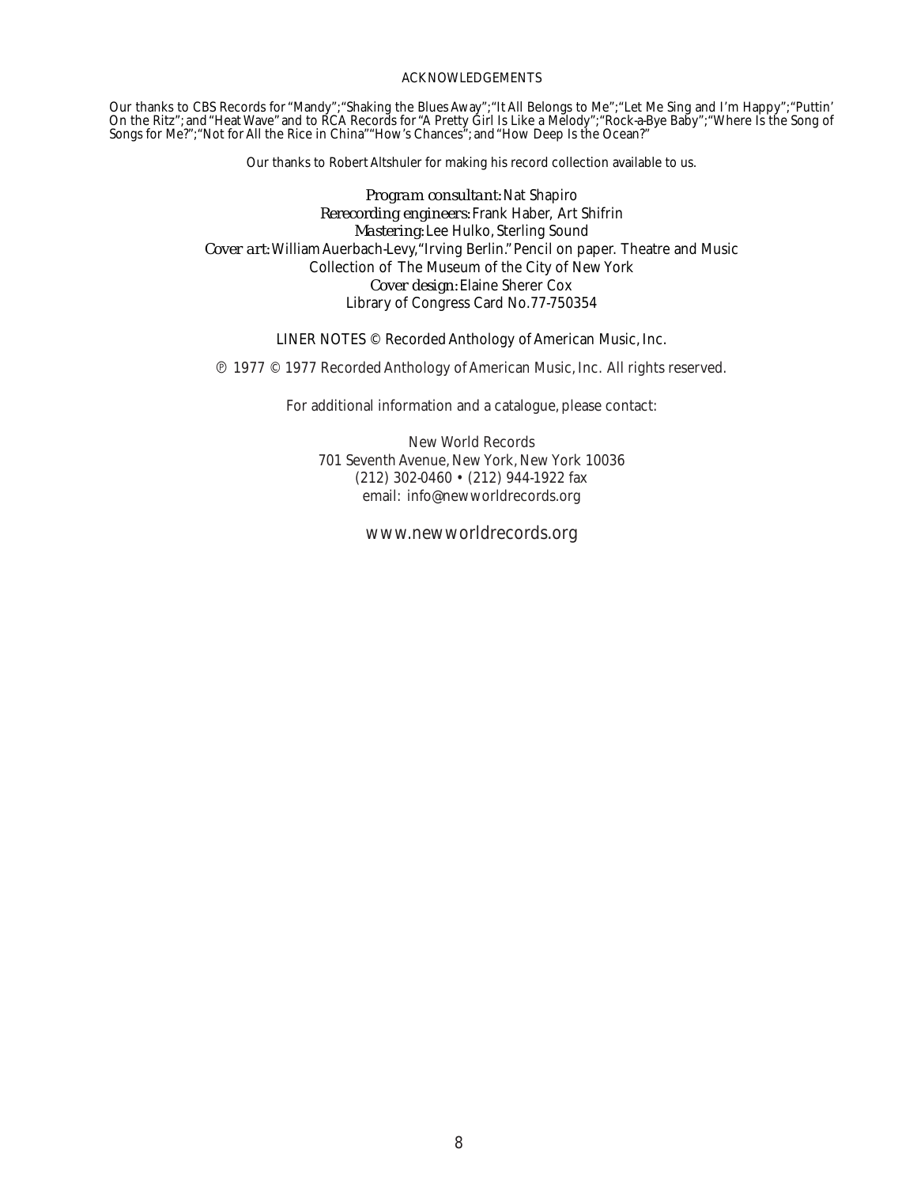## ACKNOWLEDGEMENTS

Our thanks to CBS Records for "Mandy"; "Shaking the Blues Away"; "It All Belongs to Me"; "Let Me Sing and I'm Happy"; "Puttin' On the Ritz"; and "Heat Wave" and to RCA Records for "A Pretty Girl Is Like a Melody"; "Rock-a-Bye Baby"; "Where Is the Song of Songs for Me?"; "Not for All the Rice in China" "How's Chances"; and "How Deep Is the Ocean?"

Our thanks to Robert Altshuler for making his record collection available to us.

*Program consultant:* Nat Shapiro
*Rerecording engineers:* Frank Haber, Art Shifrin
*Mastering:* Lee Hulko, Sterling Sound
*Cover art:* William Auerbach-Levy, "Irving Berlin." Pencil on paper. Theatre and Music Collection of The Museum of the City of New York
*Cover design:* Elaine Sherer Cox
Library of Congress Card No. 77-750354

LINER NOTES © Recorded Anthology of American Music, Inc.

℗ 1977 © 1977 Recorded Anthology of American Music, Inc. All rights reserved.

For additional information and a catalogue, please contact:

New World Records
701 Seventh Avenue, New York, New York 10036
(212) 302-0460 • (212) 944-1922 fax
email: info@newworldrecords.org

www.newworldrecords.org